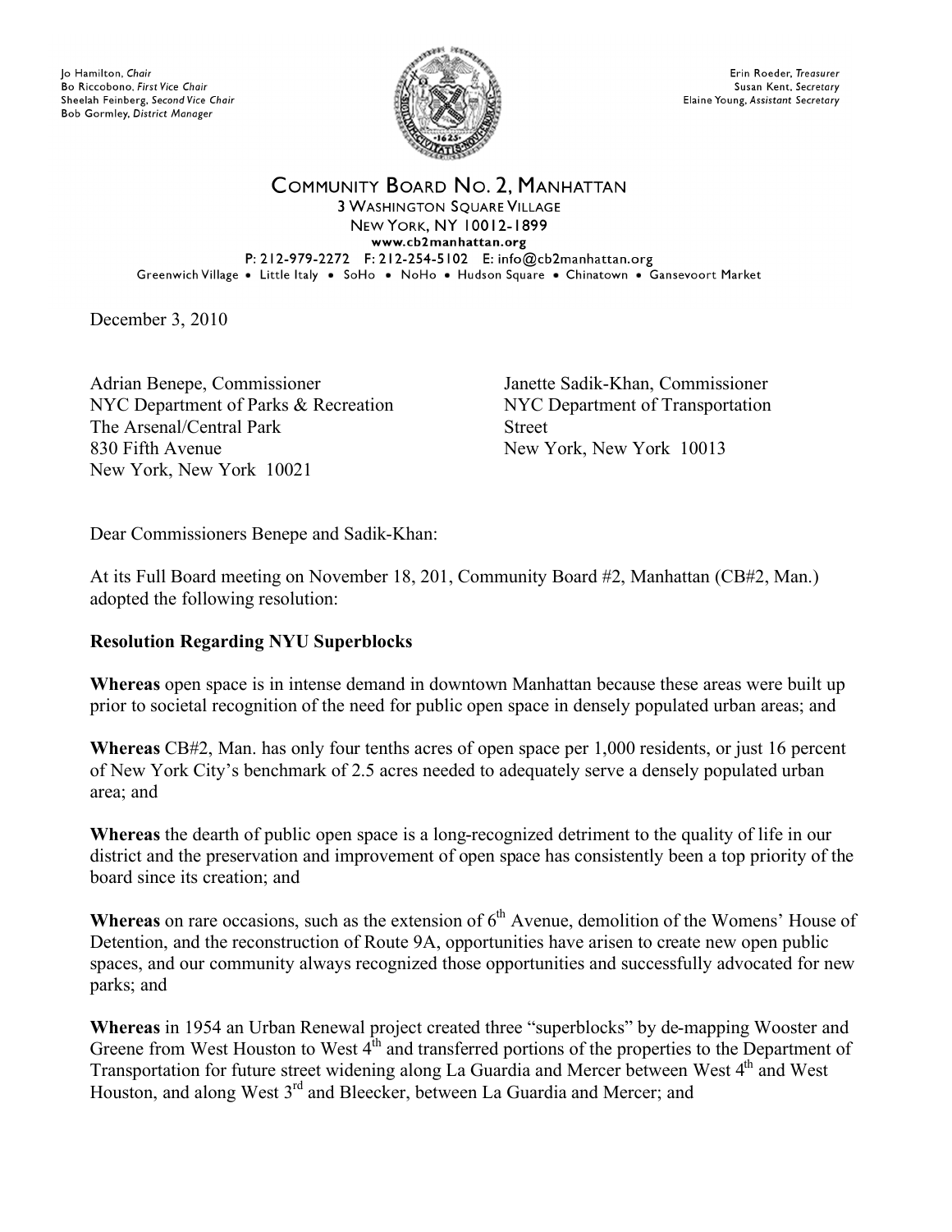Jo Hamilton, *Chair*
Bo Riccobono, *First Vice Chair*
Sheelah Feinberg, *Second Vice Chair*
Bob Gormley, *District Manager*

Erin Roeder, *Treasurer*
Susan Kent, *Secretary*
Elaine Young, *Assistant Secretary*

# COMMUNITY BOARD NO. 2, MANHATTAN

3 WASHINGTON SQUARE VILLAGE
NEW YORK, NY 10012-1899
www.cb2manhattan.org
P: 212-979-2272 F: 212-254-5102 E: info@cb2manhattan.org
Greenwich Village • Little Italy • SoHo • NoHo • Hudson Square • Chinatown • Gansevoort Market

December 3, 2010

Adrian Benepe, Commissioner
NYC Department of Parks & Recreation
The Arsenal/Central Park
830 Fifth Avenue
New York, New York 10021

Janette Sadik-Khan, Commissioner
NYC Department of Transportation
Street
New York, New York 10013

Dear Commissioners Benepe and Sadik-Khan:

At its Full Board meeting on November 18, 201, Community Board #2, Manhattan (CB#2, Man.) adopted the following resolution:

**Resolution Regarding NYU Superblocks**

**Whereas** open space is in intense demand in downtown Manhattan because these areas were built up prior to societal recognition of the need for public open space in densely populated urban areas; and

**Whereas** CB#2, Man. has only four tenths acres of open space per 1,000 residents, or just 16 percent of New York City's benchmark of 2.5 acres needed to adequately serve a densely populated urban area; and

**Whereas** the dearth of public open space is a long-recognized detriment to the quality of life in our district and the preservation and improvement of open space has consistently been a top priority of the board since its creation; and

**Whereas** on rare occasions, such as the extension of 6th Avenue, demolition of the Womens' House of Detention, and the reconstruction of Route 9A, opportunities have arisen to create new open public spaces, and our community always recognized those opportunities and successfully advocated for new parks; and

**Whereas** in 1954 an Urban Renewal project created three "superblocks" by de-mapping Wooster and Greene from West Houston to West 4th and transferred portions of the properties to the Department of Transportation for future street widening along La Guardia and Mercer between West 4th and West Houston, and along West 3rd and Bleecker, between La Guardia and Mercer; and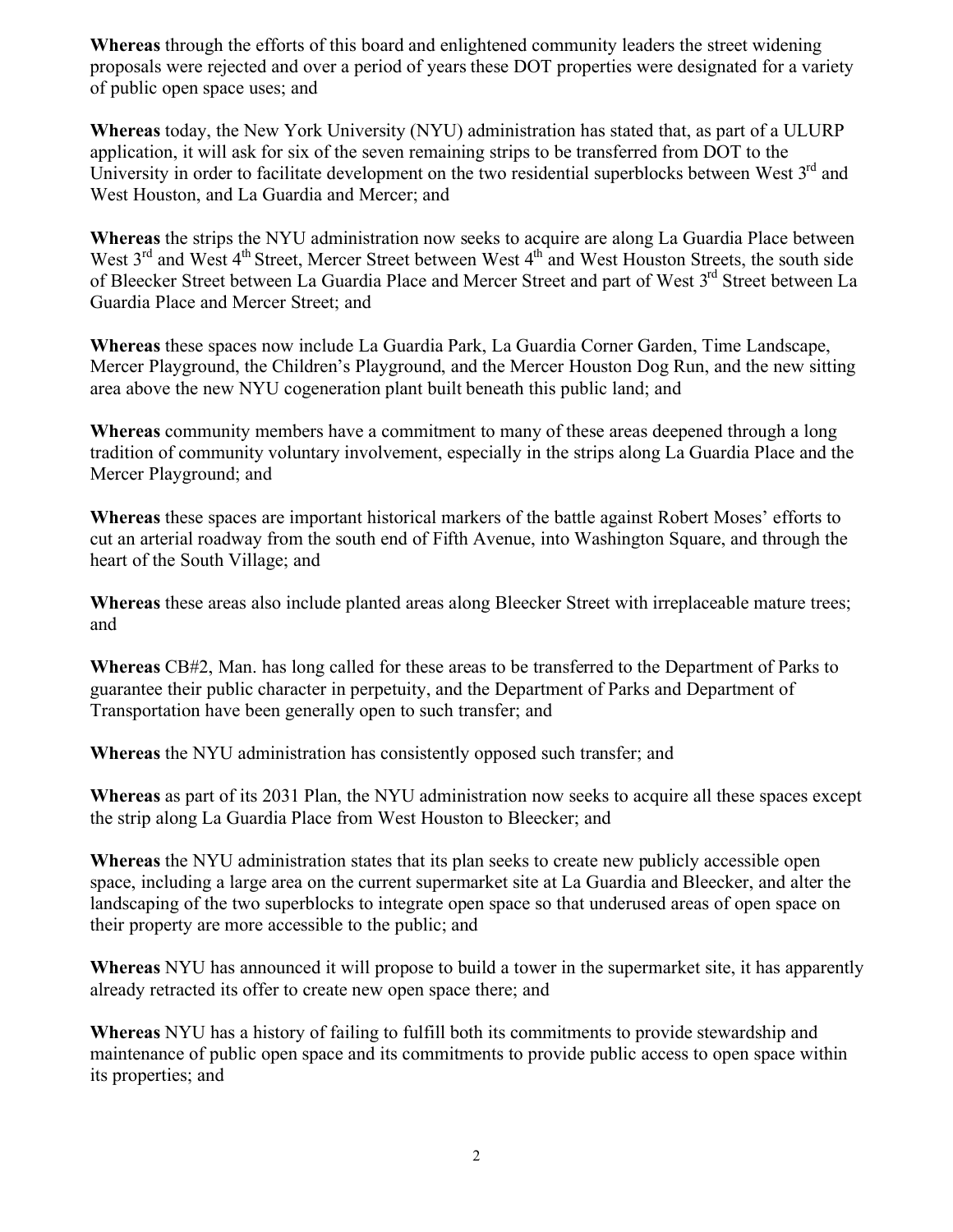**Whereas** through the efforts of this board and enlightened community leaders the street widening proposals were rejected and over a period of years these DOT properties were designated for a variety of public open space uses; and

**Whereas** today, the New York University (NYU) administration has stated that, as part of a ULURP application, it will ask for six of the seven remaining strips to be transferred from DOT to the University in order to facilitate development on the two residential superblocks between West 3rd and West Houston, and La Guardia and Mercer; and

**Whereas** the strips the NYU administration now seeks to acquire are along La Guardia Place between West 3rd and West 4th Street, Mercer Street between West 4th and West Houston Streets, the south side of Bleecker Street between La Guardia Place and Mercer Street and part of West 3rd Street between La Guardia Place and Mercer Street; and

**Whereas** these spaces now include La Guardia Park, La Guardia Corner Garden, Time Landscape, Mercer Playground, the Children's Playground, and the Mercer Houston Dog Run, and the new sitting area above the new NYU cogeneration plant built beneath this public land; and

**Whereas** community members have a commitment to many of these areas deepened through a long tradition of community voluntary involvement, especially in the strips along La Guardia Place and the Mercer Playground; and

**Whereas** these spaces are important historical markers of the battle against Robert Moses' efforts to cut an arterial roadway from the south end of Fifth Avenue, into Washington Square, and through the heart of the South Village; and

**Whereas** these areas also include planted areas along Bleecker Street with irreplaceable mature trees; and

**Whereas** CB#2, Man. has long called for these areas to be transferred to the Department of Parks to guarantee their public character in perpetuity, and the Department of Parks and Department of Transportation have been generally open to such transfer; and

**Whereas** the NYU administration has consistently opposed such transfer; and

**Whereas** as part of its 2031 Plan, the NYU administration now seeks to acquire all these spaces except the strip along La Guardia Place from West Houston to Bleecker; and

**Whereas** the NYU administration states that its plan seeks to create new publicly accessible open space, including a large area on the current supermarket site at La Guardia and Bleecker, and alter the landscaping of the two superblocks to integrate open space so that underused areas of open space on their property are more accessible to the public; and

**Whereas** NYU has announced it will propose to build a tower in the supermarket site, it has apparently already retracted its offer to create new open space there; and

**Whereas** NYU has a history of failing to fulfill both its commitments to provide stewardship and maintenance of public open space and its commitments to provide public access to open space within its properties; and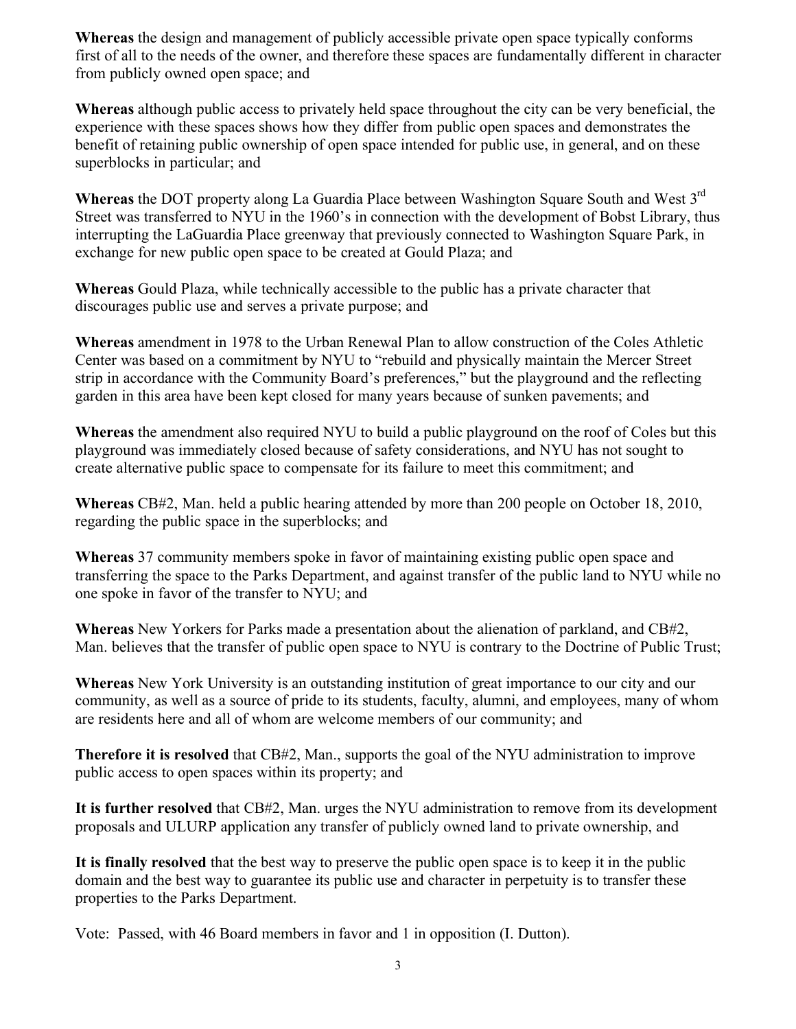**Whereas** the design and management of publicly accessible private open space typically conforms first of all to the needs of the owner, and therefore these spaces are fundamentally different in character from publicly owned open space; and

**Whereas** although public access to privately held space throughout the city can be very beneficial, the experience with these spaces shows how they differ from public open spaces and demonstrates the benefit of retaining public ownership of open space intended for public use, in general, and on these superblocks in particular; and

**Whereas** the DOT property along La Guardia Place between Washington Square South and West 3rd Street was transferred to NYU in the 1960's in connection with the development of Bobst Library, thus interrupting the LaGuardia Place greenway that previously connected to Washington Square Park, in exchange for new public open space to be created at Gould Plaza; and

**Whereas** Gould Plaza, while technically accessible to the public has a private character that discourages public use and serves a private purpose; and

**Whereas** amendment in 1978 to the Urban Renewal Plan to allow construction of the Coles Athletic Center was based on a commitment by NYU to "rebuild and physically maintain the Mercer Street strip in accordance with the Community Board's preferences," but the playground and the reflecting garden in this area have been kept closed for many years because of sunken pavements; and

**Whereas** the amendment also required NYU to build a public playground on the roof of Coles but this playground was immediately closed because of safety considerations, and NYU has not sought to create alternative public space to compensate for its failure to meet this commitment; and

**Whereas** CB#2, Man. held a public hearing attended by more than 200 people on October 18, 2010, regarding the public space in the superblocks; and

**Whereas** 37 community members spoke in favor of maintaining existing public open space and transferring the space to the Parks Department, and against transfer of the public land to NYU while no one spoke in favor of the transfer to NYU; and

**Whereas** New Yorkers for Parks made a presentation about the alienation of parkland, and CB#2, Man. believes that the transfer of public open space to NYU is contrary to the Doctrine of Public Trust;

**Whereas** New York University is an outstanding institution of great importance to our city and our community, as well as a source of pride to its students, faculty, alumni, and employees, many of whom are residents here and all of whom are welcome members of our community; and

**Therefore it is resolved** that CB#2, Man., supports the goal of the NYU administration to improve public access to open spaces within its property; and

**It is further resolved** that CB#2, Man. urges the NYU administration to remove from its development proposals and ULURP application any transfer of publicly owned land to private ownership, and

**It is finally resolved** that the best way to preserve the public open space is to keep it in the public domain and the best way to guarantee its public use and character in perpetuity is to transfer these properties to the Parks Department.

Vote: Passed, with 46 Board members in favor and 1 in opposition (I. Dutton).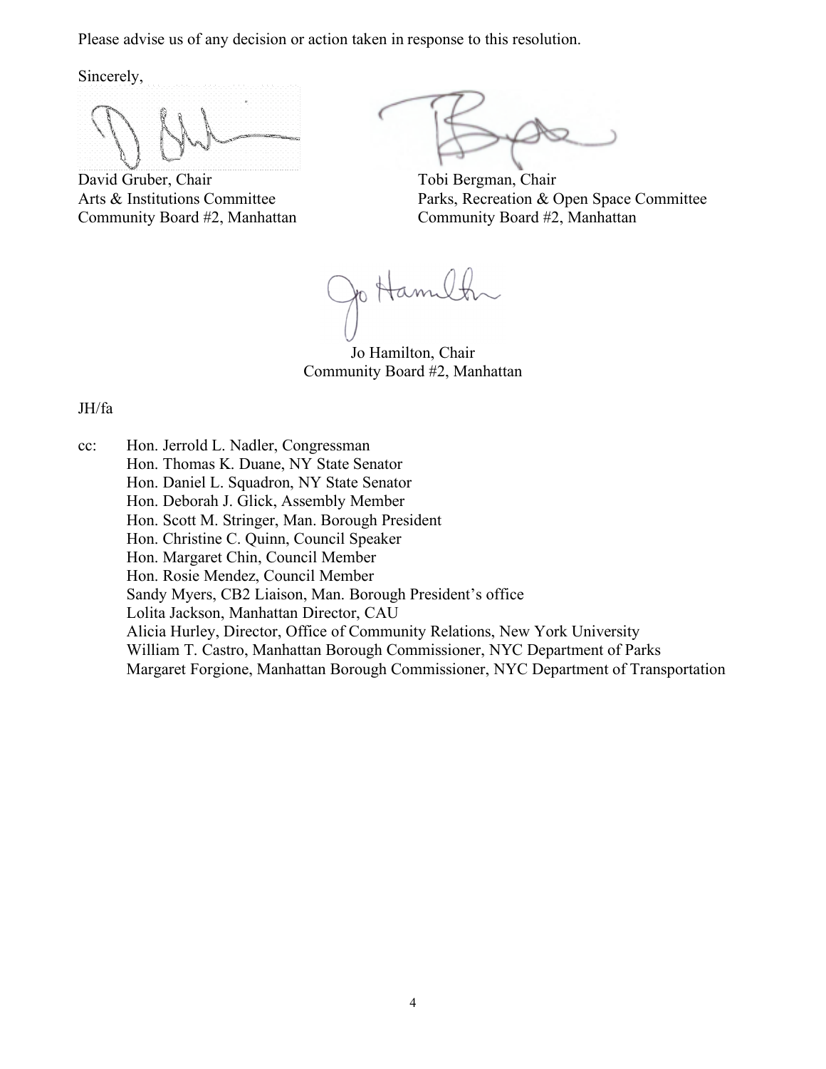Please advise us of any decision or action taken in response to this resolution.

Sincerely,

David Gruber, Chair
Arts & Institutions Committee
Community Board #2, Manhattan

Tobi Bergman, Chair
Parks, Recreation & Open Space Committee
Community Board #2, Manhattan

Jo Hamilton, Chair
Community Board #2, Manhattan

JH/fa

cc: Hon. Jerrold L. Nadler, Congressman
Hon. Thomas K. Duane, NY State Senator
Hon. Daniel L. Squadron, NY State Senator
Hon. Deborah J. Glick, Assembly Member
Hon. Scott M. Stringer, Man. Borough President
Hon. Christine C. Quinn, Council Speaker
Hon. Margaret Chin, Council Member
Hon. Rosie Mendez, Council Member
Sandy Myers, CB2 Liaison, Man. Borough President's office
Lolita Jackson, Manhattan Director, CAU
Alicia Hurley, Director, Office of Community Relations, New York University
William T. Castro, Manhattan Borough Commissioner, NYC Department of Parks
Margaret Forgione, Manhattan Borough Commissioner, NYC Department of Transportation